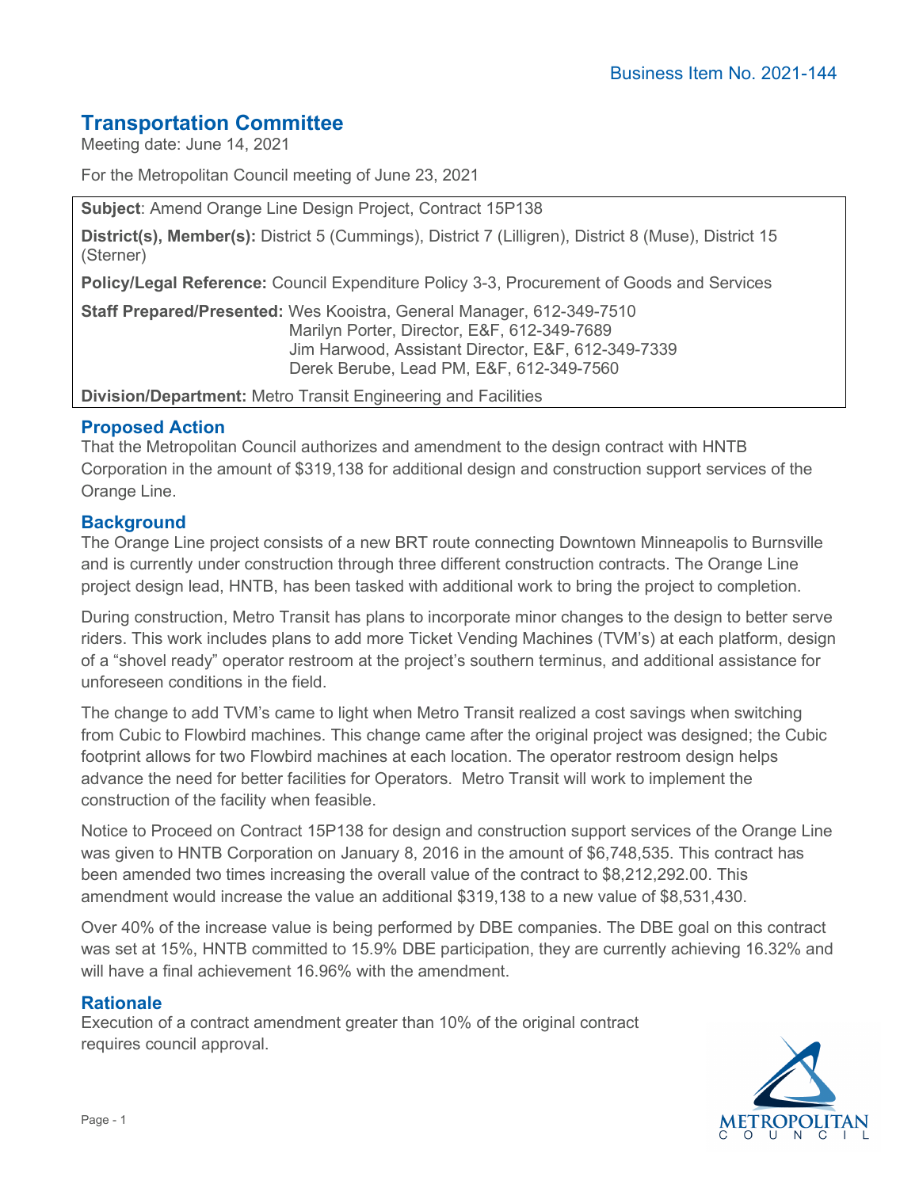Business Item No. 2021-144

# Transportation Committee

Meeting date: June 14, 2021

For the Metropolitan Council meeting of June 23, 2021

**Subject**: Amend Orange Line Design Project, Contract 15P138

**District(s), Member(s):** District 5 (Cummings), District 7 (Lilligren), District 8 (Muse), District 15 (Sterner)

**Policy/Legal Reference:** Council Expenditure Policy 3-3, Procurement of Goods and Services

**Staff Prepared/Presented:** Wes Kooistra, General Manager, 612-349-7510
Marilyn Porter, Director, E&F, 612-349-7689
Jim Harwood, Assistant Director, E&F, 612-349-7339
Derek Berube, Lead PM, E&F, 612-349-7560

**Division/Department:** Metro Transit Engineering and Facilities

## Proposed Action

That the Metropolitan Council authorizes and amendment to the design contract with HNTB Corporation in the amount of $319,138 for additional design and construction support services of the Orange Line.

## Background

The Orange Line project consists of a new BRT route connecting Downtown Minneapolis to Burnsville and is currently under construction through three different construction contracts. The Orange Line project design lead, HNTB, has been tasked with additional work to bring the project to completion.

During construction, Metro Transit has plans to incorporate minor changes to the design to better serve riders. This work includes plans to add more Ticket Vending Machines (TVM's) at each platform, design of a "shovel ready" operator restroom at the project's southern terminus, and additional assistance for unforeseen conditions in the field.

The change to add TVM's came to light when Metro Transit realized a cost savings when switching from Cubic to Flowbird machines. This change came after the original project was designed; the Cubic footprint allows for two Flowbird machines at each location. The operator restroom design helps advance the need for better facilities for Operators. Metro Transit will work to implement the construction of the facility when feasible.

Notice to Proceed on Contract 15P138 for design and construction support services of the Orange Line was given to HNTB Corporation on January 8, 2016 in the amount of $6,748,535. This contract has been amended two times increasing the overall value of the contract to $8,212,292.00. This amendment would increase the value an additional $319,138 to a new value of $8,531,430.

Over 40% of the increase value is being performed by DBE companies. The DBE goal on this contract was set at 15%, HNTB committed to 15.9% DBE participation, they are currently achieving 16.32% and will have a final achievement 16.96% with the amendment.

## Rationale

Execution of a contract amendment greater than 10% of the original contract requires council approval.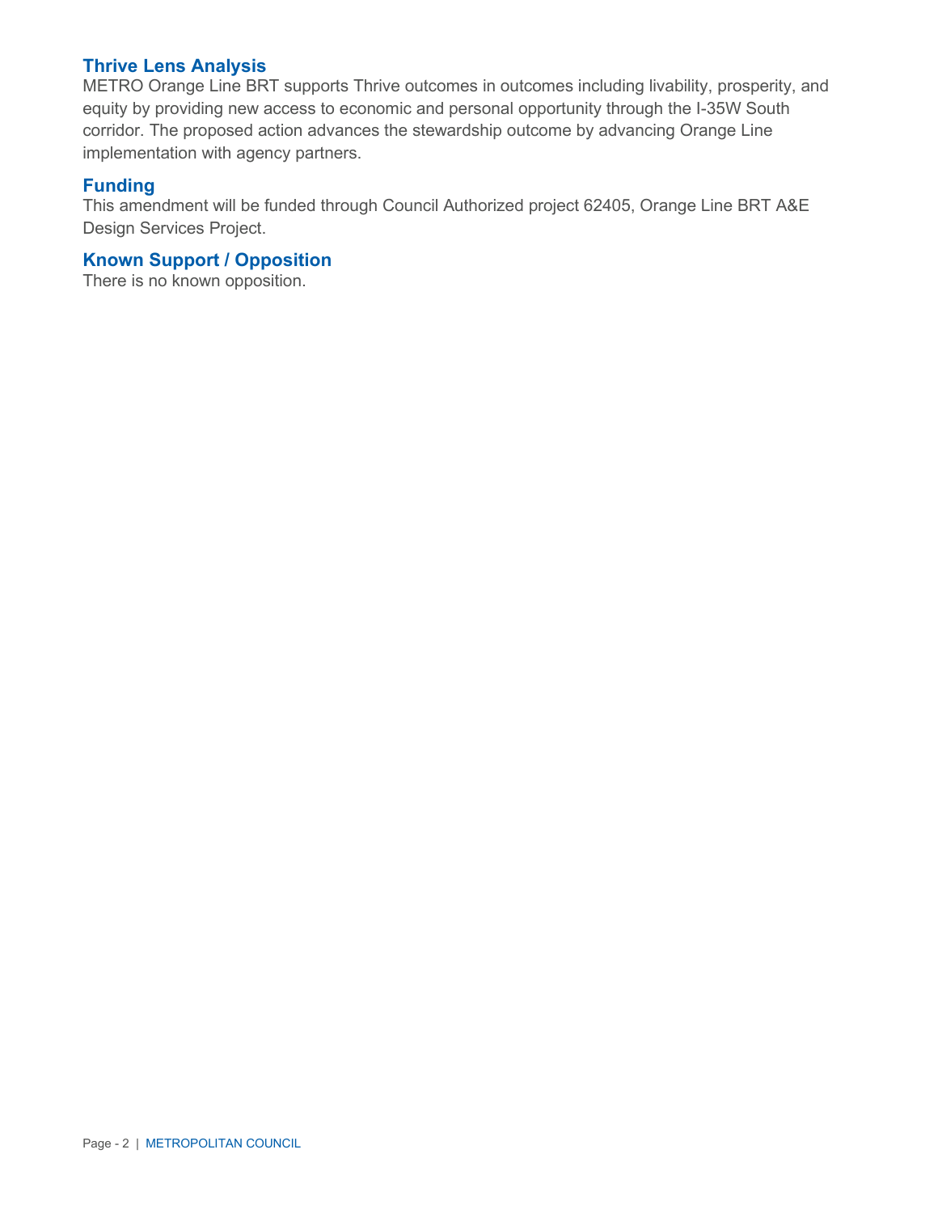## Thrive Lens Analysis

METRO Orange Line BRT supports Thrive outcomes in outcomes including livability, prosperity, and equity by providing new access to economic and personal opportunity through the I-35W South corridor. The proposed action advances the stewardship outcome by advancing Orange Line implementation with agency partners.

## Funding

This amendment will be funded through Council Authorized project 62405, Orange Line BRT A&E Design Services Project.

## Known Support / Opposition

There is no known opposition.